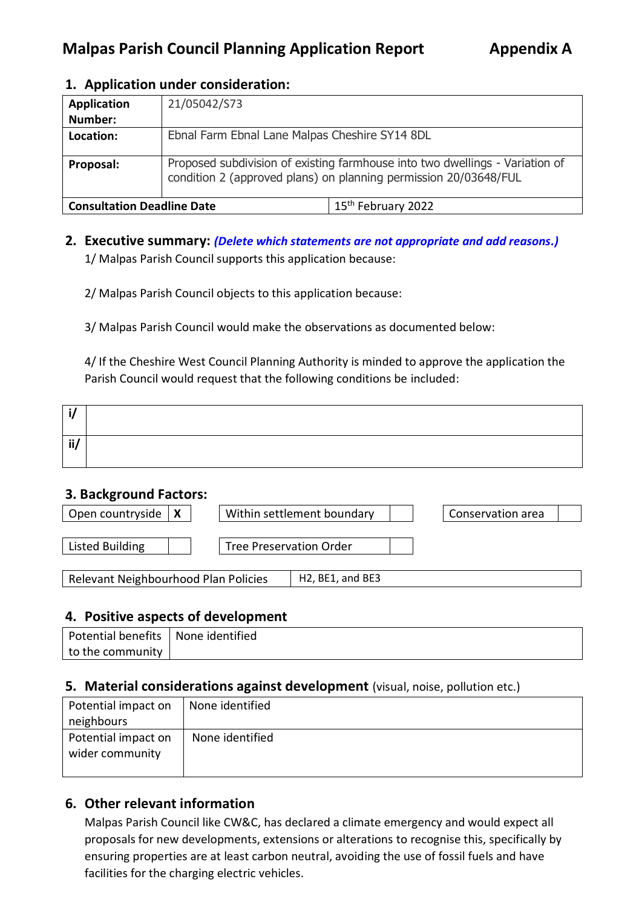# Malpas Parish Council Planning Application Report — Appendix A

## 1. Application under consideration:

| | | |
|---|---|---|
| **Application Number:** | 21/05042/S73 | |
| **Location:** | Ebnal Farm Ebnal Lane Malpas Cheshire SY14 8DL | |
| **Proposal:** | Proposed subdivision of existing farmhouse into two dwellings - Variation of condition 2 (approved plans) on planning permission 20/03648/FUL | |
| **Consultation Deadline Date** | | 15th February 2022 |

## 2. Executive summary: *(Delete which statements are not appropriate and add reasons.)*

1/ Malpas Parish Council supports this application because:

2/ Malpas Parish Council objects to this application because:

3/ Malpas Parish Council would make the observations as documented below:

4/ If the Cheshire West Council Planning Authority is minded to approve the application the Parish Council would request that the following conditions be included:

| | |
|---|---|
| **i/** | |
| **ii/** | |

## 3. Background Factors:

| | | | | | |
|---|---|---|---|---|---|
| Open countryside | **X** | Within settlement boundary | | Conservation area | |
| Listed Building | | Tree Preservation Order | | | |

| | |
|---|---|
| Relevant Neighbourhood Plan Policies | H2, BE1, and BE3 |

## 4. Positive aspects of development

| | |
|---|---|
| Potential benefits to the community | None identified |

## 5. Material considerations against development (visual, noise, pollution etc.)

| | |
|---|---|
| Potential impact on neighbours | None identified |
| Potential impact on wider community | None identified |

## 6. Other relevant information

Malpas Parish Council like CW&C, has declared a climate emergency and would expect all proposals for new developments, extensions or alterations to recognise this, specifically by ensuring properties are at least carbon neutral, avoiding the use of fossil fuels and have facilities for the charging electric vehicles.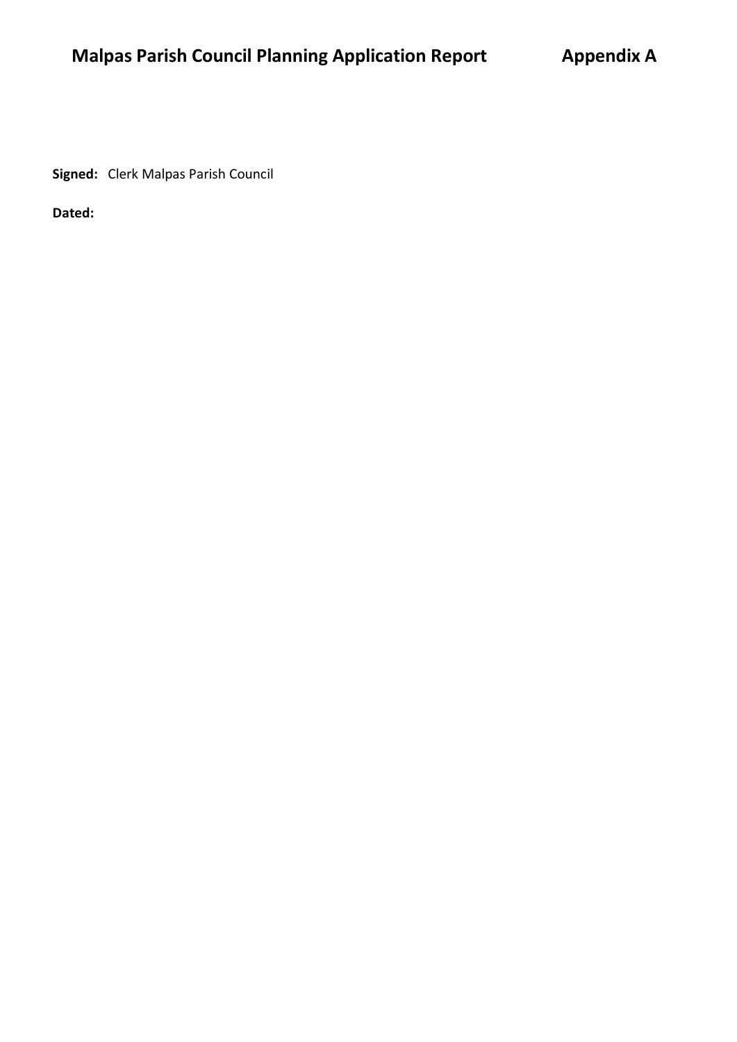**Signed:** Clerk Malpas Parish Council

**Dated:**